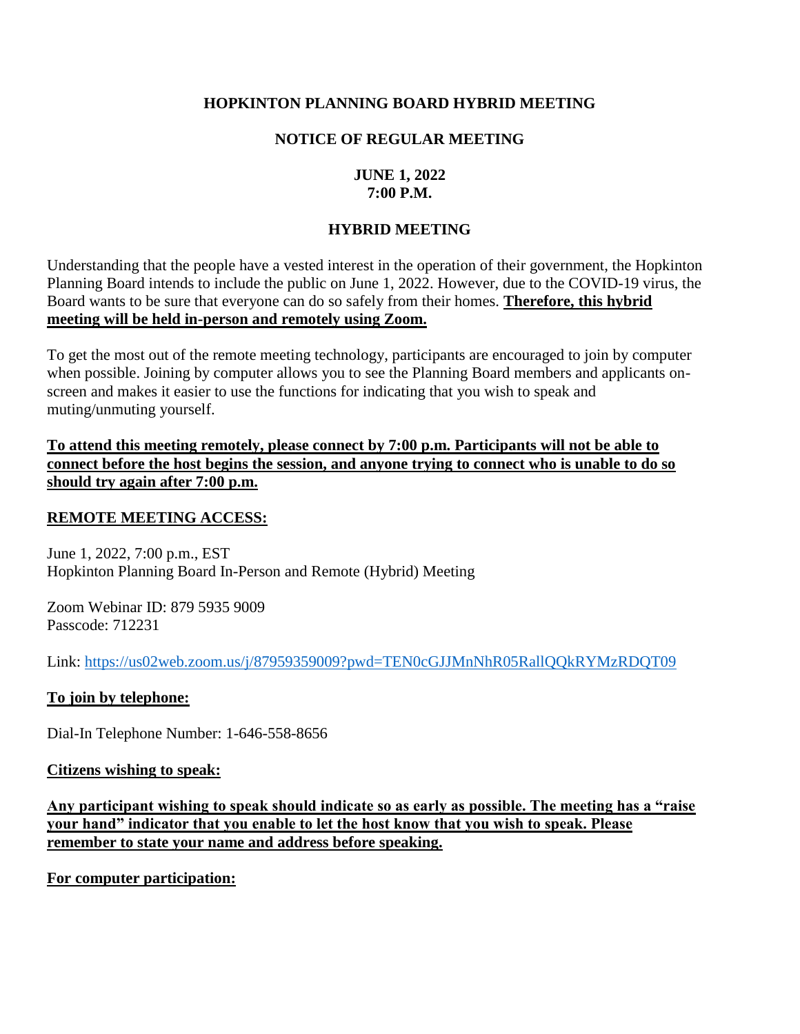**HOPKINTON PLANNING BOARD HYBRID MEETING**

**NOTICE OF REGULAR MEETING**

**JUNE 1, 2022**
**7:00 P.M.**

**HYBRID MEETING**

Understanding that the people have a vested interest in the operation of their government, the Hopkinton Planning Board intends to include the public on June 1, 2022. However, due to the COVID-19 virus, the Board wants to be sure that everyone can do so safely from their homes. **Therefore, this hybrid meeting will be held in-person and remotely using Zoom.**

To get the most out of the remote meeting technology, participants are encouraged to join by computer when possible. Joining by computer allows you to see the Planning Board members and applicants on-screen and makes it easier to use the functions for indicating that you wish to speak and muting/unmuting yourself.

**To attend this meeting remotely, please connect by 7:00 p.m. Participants will not be able to connect before the host begins the session, and anyone trying to connect who is unable to do so should try again after 7:00 p.m.**

**REMOTE MEETING ACCESS:**

June 1, 2022, 7:00 p.m., EST
Hopkinton Planning Board In-Person and Remote (Hybrid) Meeting

Zoom Webinar ID: 879 5935 9009
Passcode: 712231

Link: https://us02web.zoom.us/j/87959359009?pwd=TEN0cGJJMnNhR05RallQQkRYMzRDQT09

**To join by telephone:**

Dial-In Telephone Number: 1-646-558-8656

**Citizens wishing to speak:**

**Any participant wishing to speak should indicate so as early as possible. The meeting has a "raise your hand" indicator that you enable to let the host know that you wish to speak. Please remember to state your name and address before speaking.**

**For computer participation:**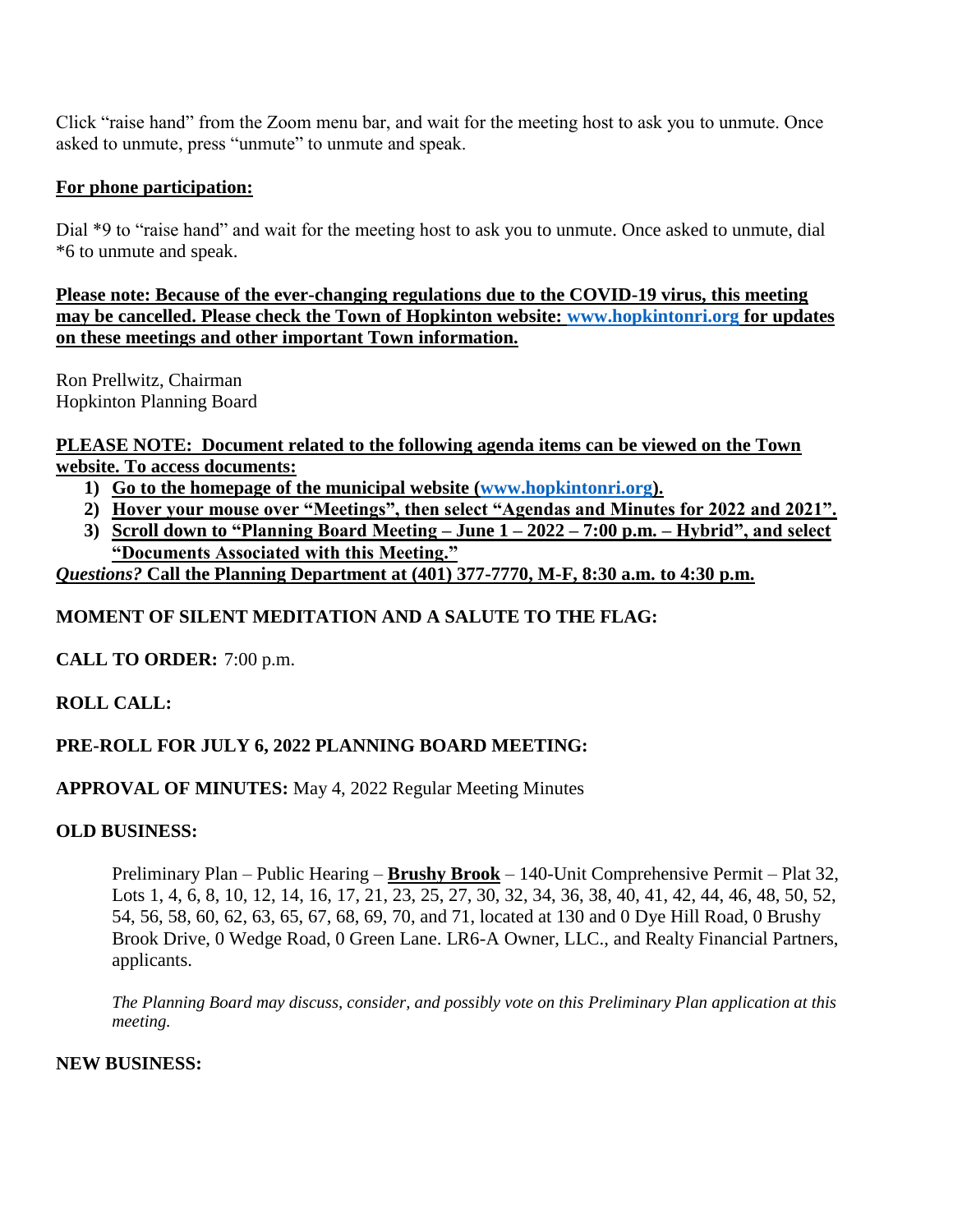Click "raise hand" from the Zoom menu bar, and wait for the meeting host to ask you to unmute. Once asked to unmute, press "unmute" to unmute and speak.

**For phone participation:**

Dial *9 to "raise hand" and wait for the meeting host to ask you to unmute. Once asked to unmute, dial *6 to unmute and speak.

**Please note: Because of the ever-changing regulations due to the COVID-19 virus, this meeting may be cancelled. Please check the Town of Hopkinton website: www.hopkintonri.org for updates on these meetings and other important Town information.**

Ron Prellwitz, Chairman
Hopkinton Planning Board

**PLEASE NOTE: Document related to the following agenda items can be viewed on the Town website. To access documents:**

1) **Go to the homepage of the municipal website (www.hopkintonri.org).**
2) **Hover your mouse over "Meetings", then select "Agendas and Minutes for 2022 and 2021".**
3) **Scroll down to "Planning Board Meeting – June 1 – 2022 – 7:00 p.m. – Hybrid", and select "Documents Associated with this Meeting."**

***Questions?* Call the Planning Department at (401) 377-7770, M-F, 8:30 a.m. to 4:30 p.m.**

**MOMENT OF SILENT MEDITATION AND A SALUTE TO THE FLAG:**

**CALL TO ORDER:** 7:00 p.m.

**ROLL CALL:**

**PRE-ROLL FOR JULY 6, 2022 PLANNING BOARD MEETING:**

**APPROVAL OF MINUTES:** May 4, 2022 Regular Meeting Minutes

**OLD BUSINESS:**

Preliminary Plan – Public Hearing – **Brushy Brook** – 140-Unit Comprehensive Permit – Plat 32, Lots 1, 4, 6, 8, 10, 12, 14, 16, 17, 21, 23, 25, 27, 30, 32, 34, 36, 38, 40, 41, 42, 44, 46, 48, 50, 52, 54, 56, 58, 60, 62, 63, 65, 67, 68, 69, 70, and 71, located at 130 and 0 Dye Hill Road, 0 Brushy Brook Drive, 0 Wedge Road, 0 Green Lane. LR6-A Owner, LLC., and Realty Financial Partners, applicants.

*The Planning Board may discuss, consider, and possibly vote on this Preliminary Plan application at this meeting.*

**NEW BUSINESS:**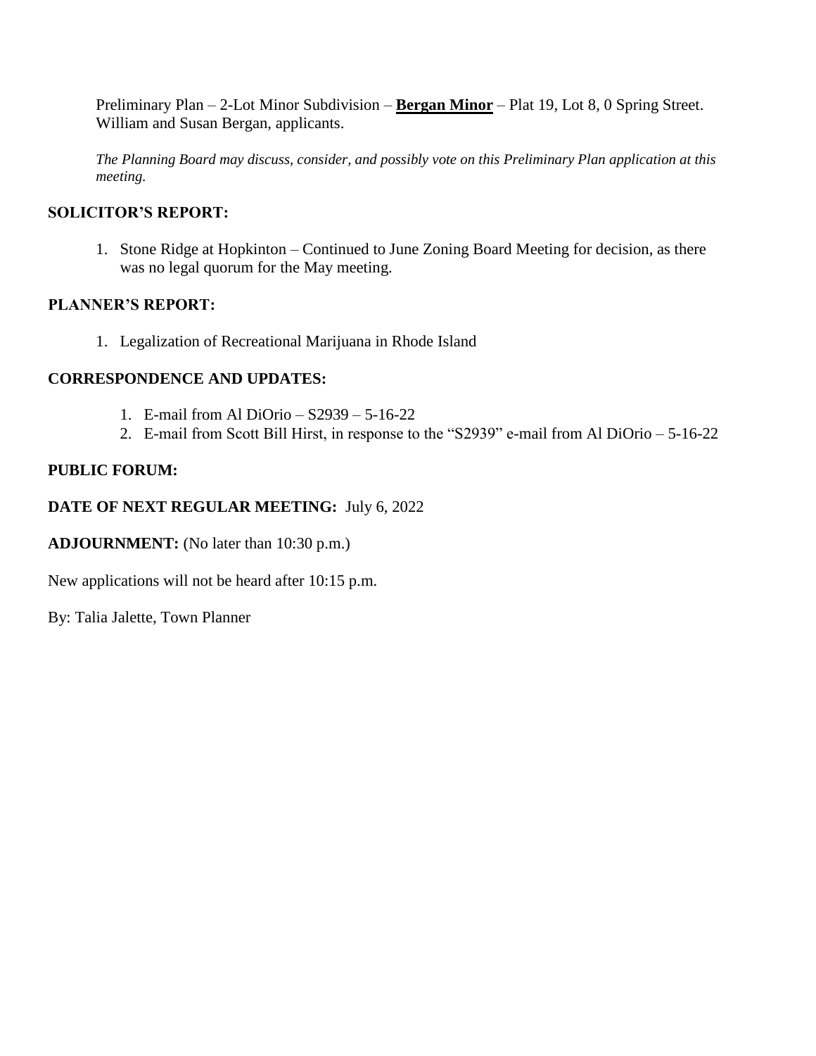Preliminary Plan – 2-Lot Minor Subdivision – **Bergan Minor** – Plat 19, Lot 8, 0 Spring Street. William and Susan Bergan, applicants.

*The Planning Board may discuss, consider, and possibly vote on this Preliminary Plan application at this meeting.*

**SOLICITOR'S REPORT:**

1. Stone Ridge at Hopkinton – Continued to June Zoning Board Meeting for decision, as there was no legal quorum for the May meeting.

**PLANNER'S REPORT:**

1. Legalization of Recreational Marijuana in Rhode Island

**CORRESPONDENCE AND UPDATES:**

1. E-mail from Al DiOrio – S2939 – 5-16-22
2. E-mail from Scott Bill Hirst, in response to the "S2939" e-mail from Al DiOrio – 5-16-22

**PUBLIC FORUM:**

**DATE OF NEXT REGULAR MEETING:** July 6, 2022

**ADJOURNMENT:** (No later than 10:30 p.m.)

New applications will not be heard after 10:15 p.m.

By: Talia Jalette, Town Planner